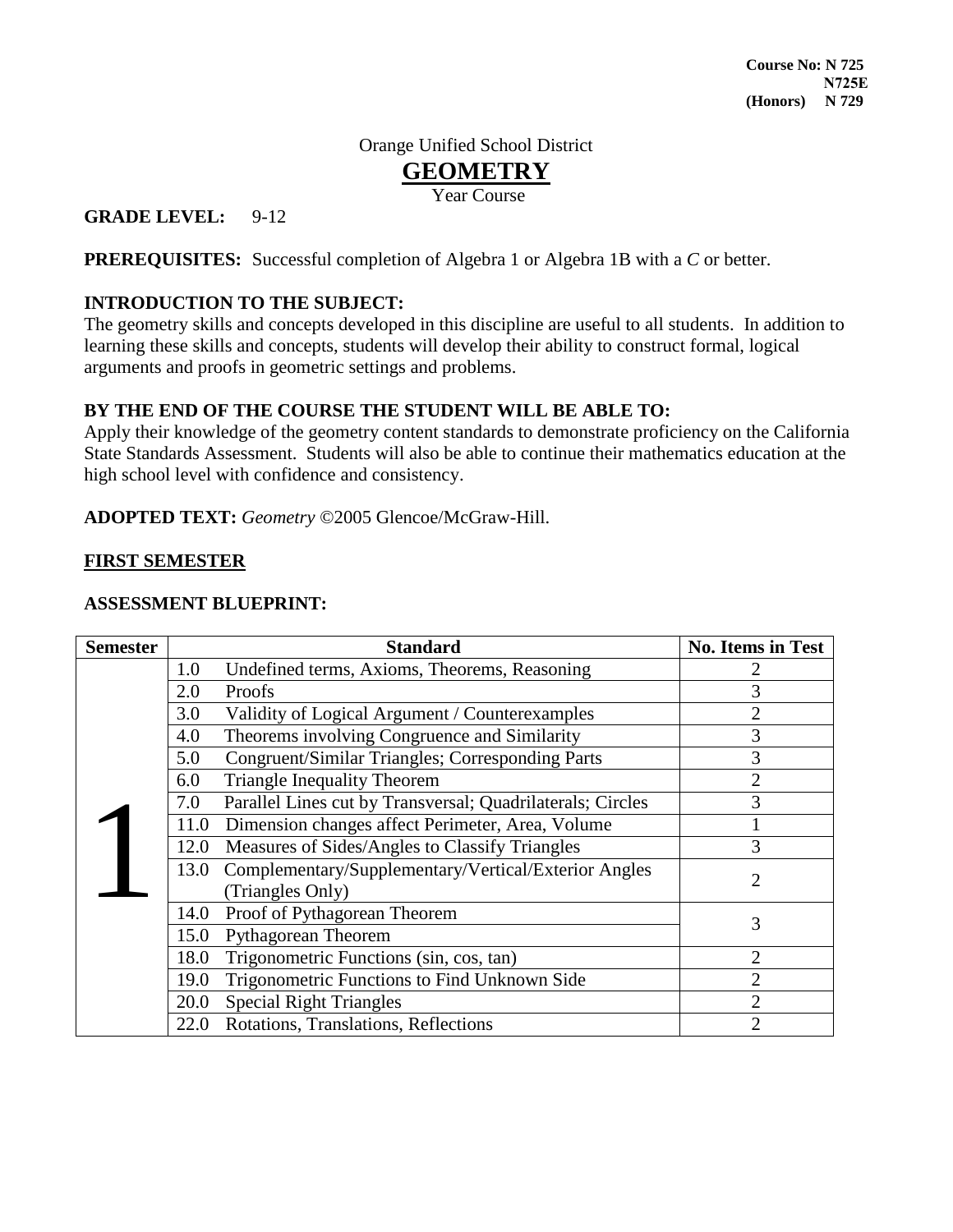**Course No: N 725**
**N725E**
**(Honors) N 729**

Orange Unified School District

# GEOMETRY

Year Course

**GRADE LEVEL:** 9-12

**PREREQUISITES:** Successful completion of Algebra 1 or Algebra 1B with a *C* or better.

**INTRODUCTION TO THE SUBJECT:**
The geometry skills and concepts developed in this discipline are useful to all students. In addition to learning these skills and concepts, students will develop their ability to construct formal, logical arguments and proofs in geometric settings and problems.

**BY THE END OF THE COURSE THE STUDENT WILL BE ABLE TO:**
Apply their knowledge of the geometry content standards to demonstrate proficiency on the California State Standards Assessment. Students will also be able to continue their mathematics education at the high school level with confidence and consistency.

**ADOPTED TEXT:** *Geometry* ©2005 Glencoe/McGraw-Hill.

**FIRST SEMESTER**

**ASSESSMENT BLUEPRINT:**

| Semester | Standard | No. Items in Test |
|---|---|---|
| 1 | 1.0 Undefined terms, Axioms, Theorems, Reasoning | 2 |
| | 2.0 Proofs | 3 |
| | 3.0 Validity of Logical Argument / Counterexamples | 2 |
| | 4.0 Theorems involving Congruence and Similarity | 3 |
| | 5.0 Congruent/Similar Triangles; Corresponding Parts | 3 |
| | 6.0 Triangle Inequality Theorem | 2 |
| | 7.0 Parallel Lines cut by Transversal; Quadrilaterals; Circles | 3 |
| | 11.0 Dimension changes affect Perimeter, Area, Volume | 1 |
| | 12.0 Measures of Sides/Angles to Classify Triangles | 3 |
| | 13.0 Complementary/Supplementary/Vertical/Exterior Angles (Triangles Only) | 2 |
| | 14.0 Proof of Pythagorean Theorem | 3 |
| | 15.0 Pythagorean Theorem | |
| | 18.0 Trigonometric Functions (sin, cos, tan) | 2 |
| | 19.0 Trigonometric Functions to Find Unknown Side | 2 |
| | 20.0 Special Right Triangles | 2 |
| | 22.0 Rotations, Translations, Reflections | 2 |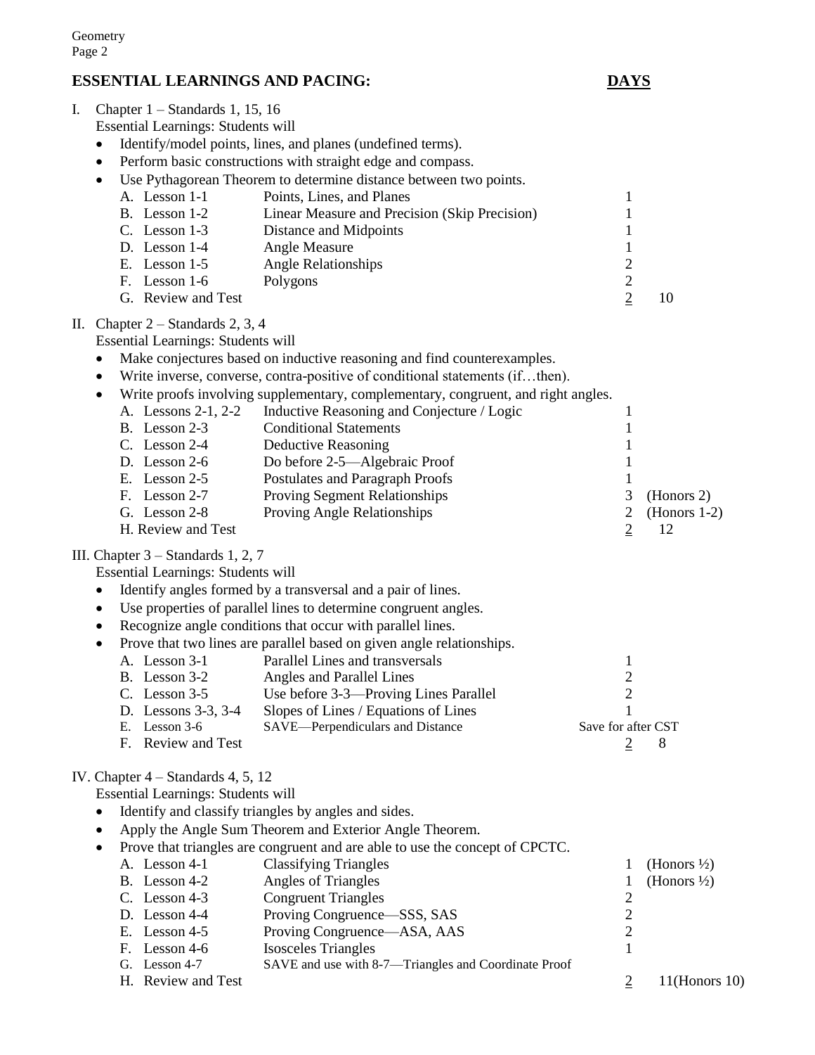## ESSENTIAL LEARNINGS AND PACING: DAYS

I. Chapter 1 – Standards 1, 15, 16

Essential Learnings: Students will

- Identify/model points, lines, and planes (undefined terms).
- Perform basic constructions with straight edge and compass.
- Use Pythagorean Theorem to determine distance between two points.

| | | | Days | Total |
|---|---|---|---|---|
| A. | Lesson 1-1 | Points, Lines, and Planes | 1 | |
| B. | Lesson 1-2 | Linear Measure and Precision (Skip Precision) | 1 | |
| C. | Lesson 1-3 | Distance and Midpoints | 1 | |
| D. | Lesson 1-4 | Angle Measure | 1 | |
| E. | Lesson 1-5 | Angle Relationships | 2 | |
| F. | Lesson 1-6 | Polygons | 2 | |
| G. | Review and Test | | 2 | 10 |

II. Chapter 2 – Standards 2, 3, 4

Essential Learnings: Students will

- Make conjectures based on inductive reasoning and find counterexamples.
- Write inverse, converse, contra-positive of conditional statements (if…then).
- Write proofs involving supplementary, complementary, congruent, and right angles.

| | | | Days | Total |
|---|---|---|---|---|
| A. | Lessons 2-1, 2-2 | Inductive Reasoning and Conjecture / Logic | 1 | |
| B. | Lesson 2-3 | Conditional Statements | 1 | |
| C. | Lesson 2-4 | Deductive Reasoning | 1 | |
| D. | Lesson 2-6 | Do before 2-5—Algebraic Proof | 1 | |
| E. | Lesson 2-5 | Postulates and Paragraph Proofs | 1 | |
| F. | Lesson 2-7 | Proving Segment Relationships | 3 | (Honors 2) |
| G. | Lesson 2-8 | Proving Angle Relationships | 2 | (Honors 1-2) |
| H. | Review and Test | | 2 | 12 |

III. Chapter 3 – Standards 1, 2, 7

Essential Learnings: Students will

- Identify angles formed by a transversal and a pair of lines.
- Use properties of parallel lines to determine congruent angles.
- Recognize angle conditions that occur with parallel lines.
- Prove that two lines are parallel based on given angle relationships.

| | | | Days | Total |
|---|---|---|---|---|
| A. | Lesson 3-1 | Parallel Lines and transversals | 1 | |
| B. | Lesson 3-2 | Angles and Parallel Lines | 2 | |
| C. | Lesson 3-5 | Use before 3-3—Proving Lines Parallel | 2 | |
| D. | Lessons 3-3, 3-4 | Slopes of Lines / Equations of Lines | 1 | |
| E. | Lesson 3-6 | SAVE—Perpendiculars and Distance | Save for after CST | |
| F. | Review and Test | | 2 | 8 |

IV. Chapter 4 – Standards 4, 5, 12

Essential Learnings: Students will

- Identify and classify triangles by angles and sides.
- Apply the Angle Sum Theorem and Exterior Angle Theorem.
- Prove that triangles are congruent and are able to use the concept of CPCTC.

| | | | Days | Total |
|---|---|---|---|---|
| A. | Lesson 4-1 | Classifying Triangles | 1 | (Honors ½) |
| B. | Lesson 4-2 | Angles of Triangles | 1 | (Honors ½) |
| C. | Lesson 4-3 | Congruent Triangles | 2 | |
| D. | Lesson 4-4 | Proving Congruence—SSS, SAS | 2 | |
| E. | Lesson 4-5 | Proving Congruence—ASA, AAS | 2 | |
| F. | Lesson 4-6 | Isosceles Triangles | 1 | |
| G. | Lesson 4-7 | SAVE and use with 8-7—Triangles and Coordinate Proof | | |
| H. | Review and Test | | 2 | 11(Honors 10) |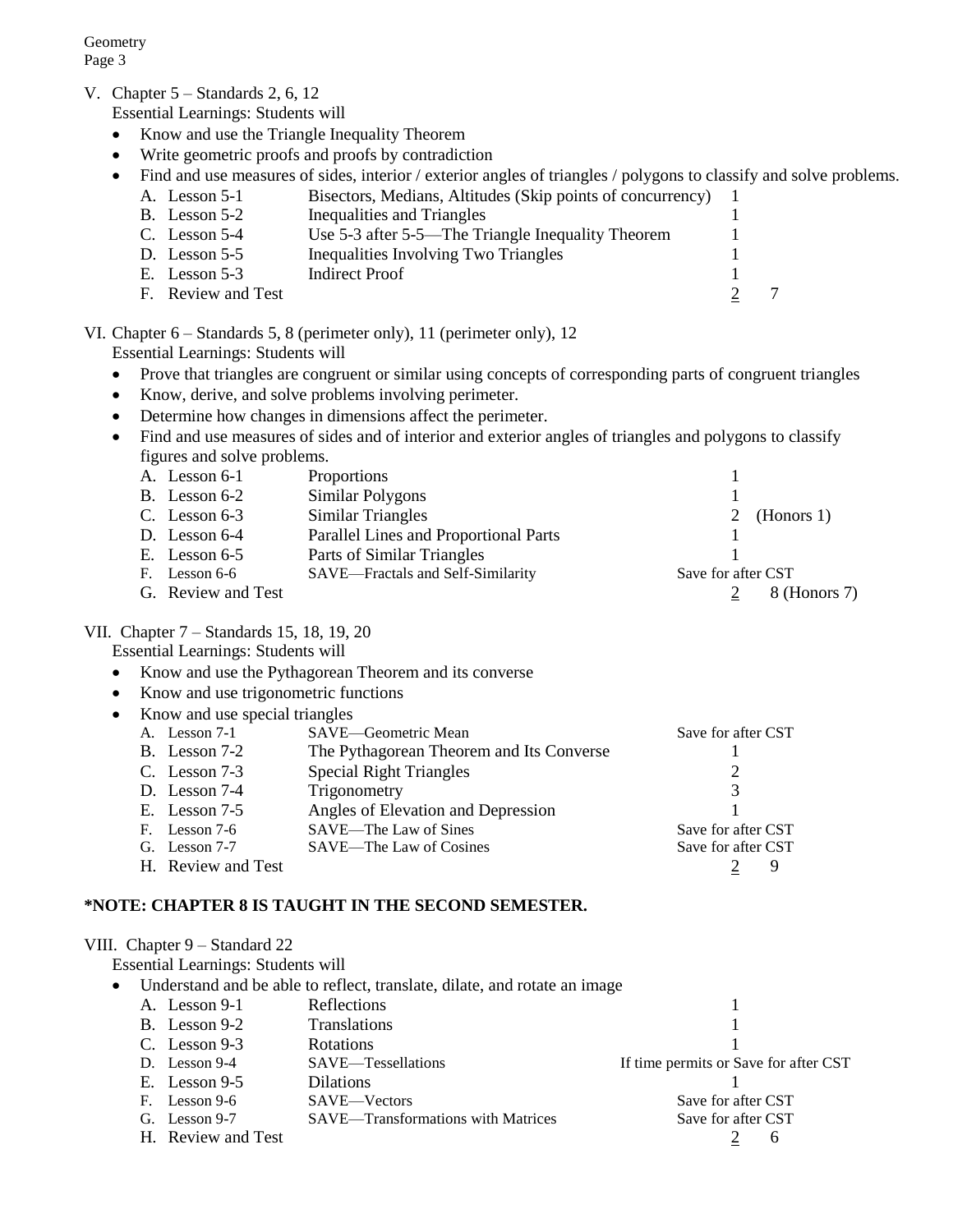V. Chapter 5 – Standards 2, 6, 12

Essential Learnings: Students will

- Know and use the Triangle Inequality Theorem
- Write geometric proofs and proofs by contradiction
- Find and use measures of sides, interior / exterior angles of triangles / polygons to classify and solve problems.

| | | | | |
|---|---|---|---|---|
| A. | Lesson 5-1 | Bisectors, Medians, Altitudes (Skip points of concurrency) | 1 | |
| B. | Lesson 5-2 | Inequalities and Triangles | 1 | |
| C. | Lesson 5-4 | Use 5-3 after 5-5—The Triangle Inequality Theorem | 1 | |
| D. | Lesson 5-5 | Inequalities Involving Two Triangles | 1 | |
| E. | Lesson 5-3 | Indirect Proof | 1 | |
| F. | Review and Test | | 2 | 7 |

VI. Chapter 6 – Standards 5, 8 (perimeter only), 11 (perimeter only), 12

Essential Learnings: Students will

- Prove that triangles are congruent or similar using concepts of corresponding parts of congruent triangles
- Know, derive, and solve problems involving perimeter.
- Determine how changes in dimensions affect the perimeter.
- Find and use measures of sides and of interior and exterior angles of triangles and polygons to classify figures and solve problems.

| | | | | |
|---|---|---|---|---|
| A. | Lesson 6-1 | Proportions | 1 | |
| B. | Lesson 6-2 | Similar Polygons | 1 | |
| C. | Lesson 6-3 | Similar Triangles | 2 | (Honors 1) |
| D. | Lesson 6-4 | Parallel Lines and Proportional Parts | 1 | |
| E. | Lesson 6-5 | Parts of Similar Triangles | 1 | |
| F. | Lesson 6-6 | SAVE—Fractals and Self-Similarity | Save for after CST | |
| G. | Review and Test | | 2 | 8 (Honors 7) |

VII. Chapter 7 – Standards 15, 18, 19, 20

Essential Learnings: Students will

- Know and use the Pythagorean Theorem and its converse
- Know and use trigonometric functions
- Know and use special triangles

| | | | | |
|---|---|---|---|---|
| A. | Lesson 7-1 | SAVE—Geometric Mean | Save for after CST | |
| B. | Lesson 7-2 | The Pythagorean Theorem and Its Converse | 1 | |
| C. | Lesson 7-3 | Special Right Triangles | 2 | |
| D. | Lesson 7-4 | Trigonometry | 3 | |
| E. | Lesson 7-5 | Angles of Elevation and Depression | 1 | |
| F. | Lesson 7-6 | SAVE—The Law of Sines | Save for after CST | |
| G. | Lesson 7-7 | SAVE—The Law of Cosines | Save for after CST | |
| H. | Review and Test | | 2 | 9 |

**\*NOTE: CHAPTER 8 IS TAUGHT IN THE SECOND SEMESTER.**

VIII. Chapter 9 – Standard 22

Essential Learnings: Students will

- Understand and be able to reflect, translate, dilate, and rotate an image

| | | | | |
|---|---|---|---|---|
| A. | Lesson 9-1 | Reflections | 1 | |
| B. | Lesson 9-2 | Translations | 1 | |
| C. | Lesson 9-3 | Rotations | 1 | |
| D. | Lesson 9-4 | SAVE—Tessellations | If time permits or Save for after CST | |
| E. | Lesson 9-5 | Dilations | 1 | |
| F. | Lesson 9-6 | SAVE—Vectors | Save for after CST | |
| G. | Lesson 9-7 | SAVE—Transformations with Matrices | Save for after CST | |
| H. | Review and Test | | 2 | 6 |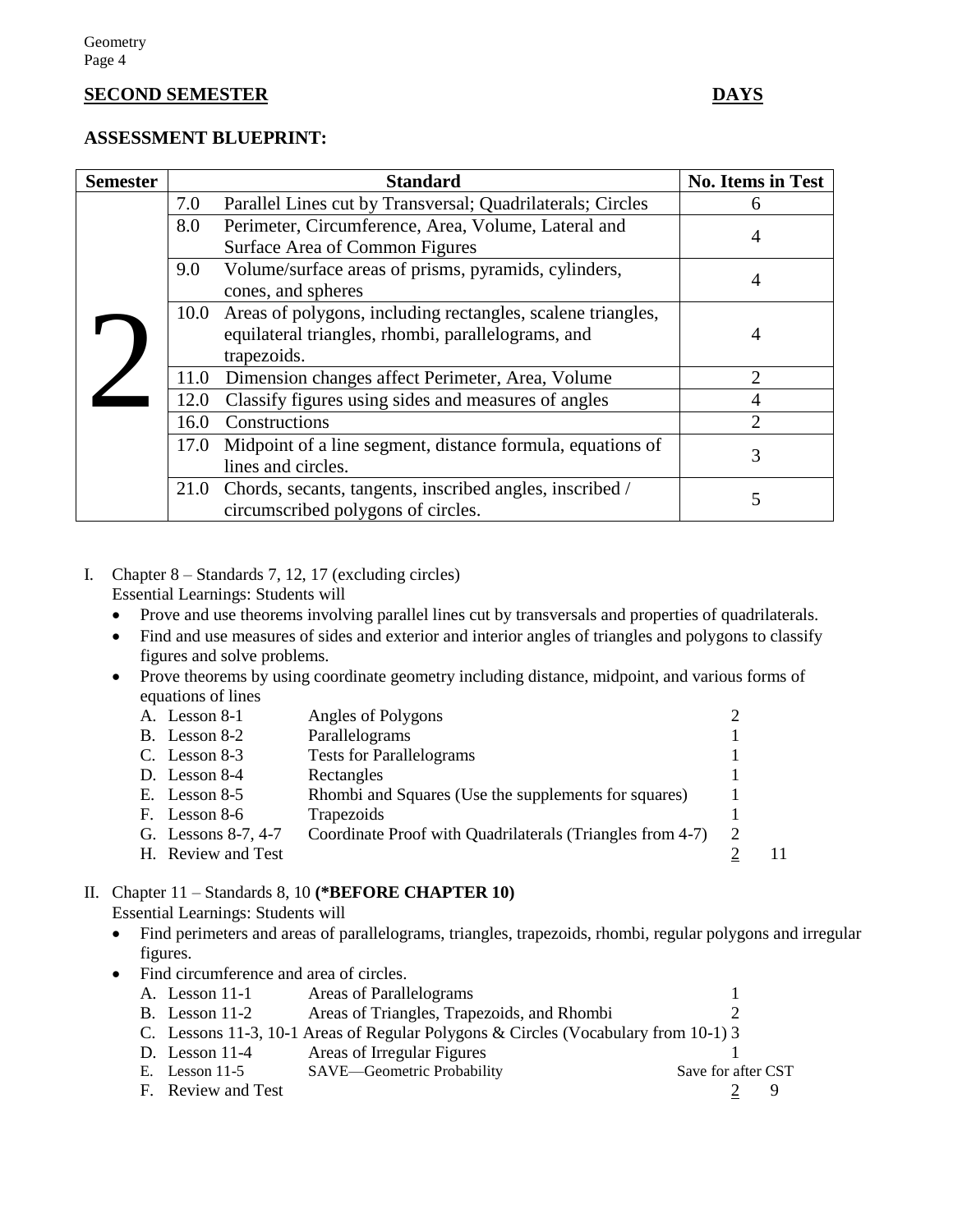## SECOND SEMESTER — DAYS

### ASSESSMENT BLUEPRINT:

| Semester | Standard | No. Items in Test |
|---|---|---|
| 2 | 7.0 Parallel Lines cut by Transversal; Quadrilaterals; Circles | 6 |
| | 8.0 Perimeter, Circumference, Area, Volume, Lateral and Surface Area of Common Figures | 4 |
| | 9.0 Volume/surface areas of prisms, pyramids, cylinders, cones, and spheres | 4 |
| | 10.0 Areas of polygons, including rectangles, scalene triangles, equilateral triangles, rhombi, parallelograms, and trapezoids. | 4 |
| | 11.0 Dimension changes affect Perimeter, Area, Volume | 2 |
| | 12.0 Classify figures using sides and measures of angles | 4 |
| | 16.0 Constructions | 2 |
| | 17.0 Midpoint of a line segment, distance formula, equations of lines and circles. | 3 |
| | 21.0 Chords, secants, tangents, inscribed angles, inscribed / circumscribed polygons of circles. | 5 |

I. Chapter 8 – Standards 7, 12, 17 (excluding circles)
Essential Learnings: Students will
- Prove and use theorems involving parallel lines cut by transversals and properties of quadrilaterals.
- Find and use measures of sides and exterior and interior angles of triangles and polygons to classify figures and solve problems.
- Prove theorems by using coordinate geometry including distance, midpoint, and various forms of equations of lines

| | | | | |
|---|---|---|---|---|
| A. | Lesson 8-1 | Angles of Polygons | 2 | |
| B. | Lesson 8-2 | Parallelograms | 1 | |
| C. | Lesson 8-3 | Tests for Parallelograms | 1 | |
| D. | Lesson 8-4 | Rectangles | 1 | |
| E. | Lesson 8-5 | Rhombi and Squares (Use the supplements for squares) | 1 | |
| F. | Lesson 8-6 | Trapezoids | 1 | |
| G. | Lessons 8-7, 4-7 | Coordinate Proof with Quadrilaterals (Triangles from 4-7) | 2 | |
| H. | Review and Test | | 2 | 11 |

II. Chapter 11 – Standards 8, 10 **(\*BEFORE CHAPTER 10)**
Essential Learnings: Students will
- Find perimeters and areas of parallelograms, triangles, trapezoids, rhombi, regular polygons and irregular figures.
- Find circumference and area of circles.

| | | | | |
|---|---|---|---|---|
| A. | Lesson 11-1 | Areas of Parallelograms | 1 | |
| B. | Lesson 11-2 | Areas of Triangles, Trapezoids, and Rhombi | 2 | |
| C. | Lessons 11-3, 10-1 | Areas of Regular Polygons & Circles (Vocabulary from 10-1) | 3 | |
| D. | Lesson 11-4 | Areas of Irregular Figures | 1 | |
| E. | Lesson 11-5 | SAVE—Geometric Probability | Save for after CST | |
| F. | Review and Test | | 2 | 9 |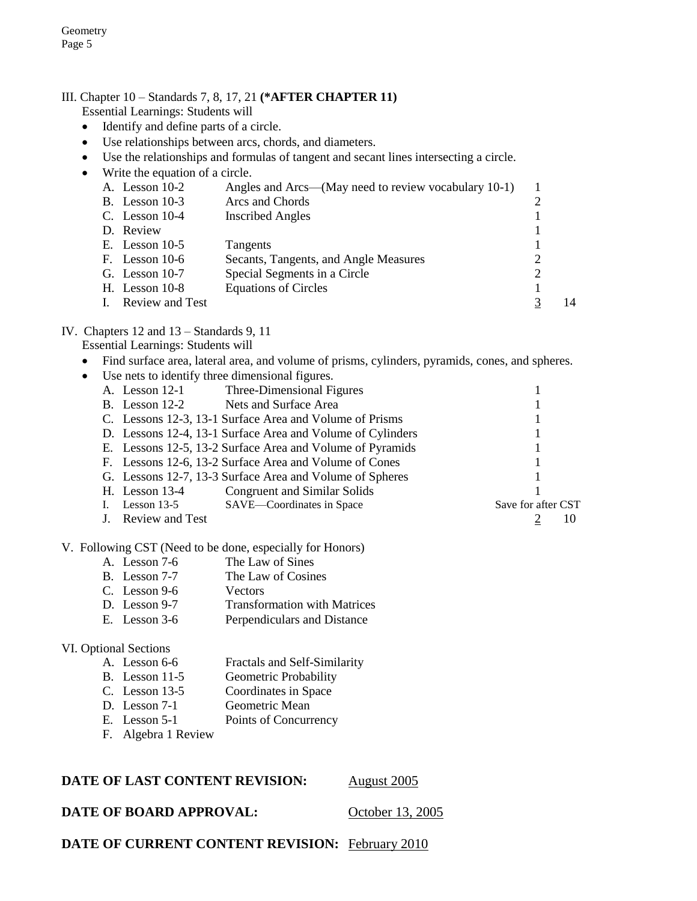III. Chapter 10 – Standards 7, 8, 17, 21 **(*AFTER CHAPTER 11)**

Essential Learnings: Students will

- Identify and define parts of a circle.
- Use relationships between arcs, chords, and diameters.
- Use the relationships and formulas of tangent and secant lines intersecting a circle.
- Write the equation of a circle.

| | | | | |
|---|---|---|---|---|
| A. | Lesson 10-2 | Angles and Arcs—(May need to review vocabulary 10-1) | 1 | |
| B. | Lesson 10-3 | Arcs and Chords | 2 | |
| C. | Lesson 10-4 | Inscribed Angles | 1 | |
| D. | Review | | 1 | |
| E. | Lesson 10-5 | Tangents | 1 | |
| F. | Lesson 10-6 | Secants, Tangents, and Angle Measures | 2 | |
| G. | Lesson 10-7 | Special Segments in a Circle | 2 | |
| H. | Lesson 10-8 | Equations of Circles | 1 | |
| I. | Review and Test | | 3 | 14 |

IV. Chapters 12 and 13 – Standards 9, 11

Essential Learnings: Students will

- Find surface area, lateral area, and volume of prisms, cylinders, pyramids, cones, and spheres.
- Use nets to identify three dimensional figures.

| | | | | |
|---|---|---|---|---|
| A. | Lesson 12-1 | Three-Dimensional Figures | 1 | |
| B. | Lesson 12-2 | Nets and Surface Area | 1 | |
| C. | Lessons 12-3, 13-1 | Surface Area and Volume of Prisms | 1 | |
| D. | Lessons 12-4, 13-1 | Surface Area and Volume of Cylinders | 1 | |
| E. | Lessons 12-5, 13-2 | Surface Area and Volume of Pyramids | 1 | |
| F. | Lessons 12-6, 13-2 | Surface Area and Volume of Cones | 1 | |
| G. | Lessons 12-7, 13-3 | Surface Area and Volume of Spheres | 1 | |
| H. | Lesson 13-4 | Congruent and Similar Solids | 1 | |
| I. | Lesson 13-5 | SAVE—Coordinates in Space | Save for after CST | |
| J. | Review and Test | | 2 | 10 |

V. Following CST (Need to be done, especially for Honors)

- A. Lesson 7-6 The Law of Sines
- B. Lesson 7-7 The Law of Cosines
- C. Lesson 9-6 Vectors
- D. Lesson 9-7 Transformation with Matrices
- E. Lesson 3-6 Perpendiculars and Distance

VI. Optional Sections

- A. Lesson 6-6 Fractals and Self-Similarity
- B. Lesson 11-5 Geometric Probability
- C. Lesson 13-5 Coordinates in Space
- D. Lesson 7-1 Geometric Mean
- E. Lesson 5-1 Points of Concurrency
- F. Algebra 1 Review

**DATE OF LAST CONTENT REVISION:** August 2005

**DATE OF BOARD APPROVAL:** October 13, 2005

**DATE OF CURRENT CONTENT REVISION:** February 2010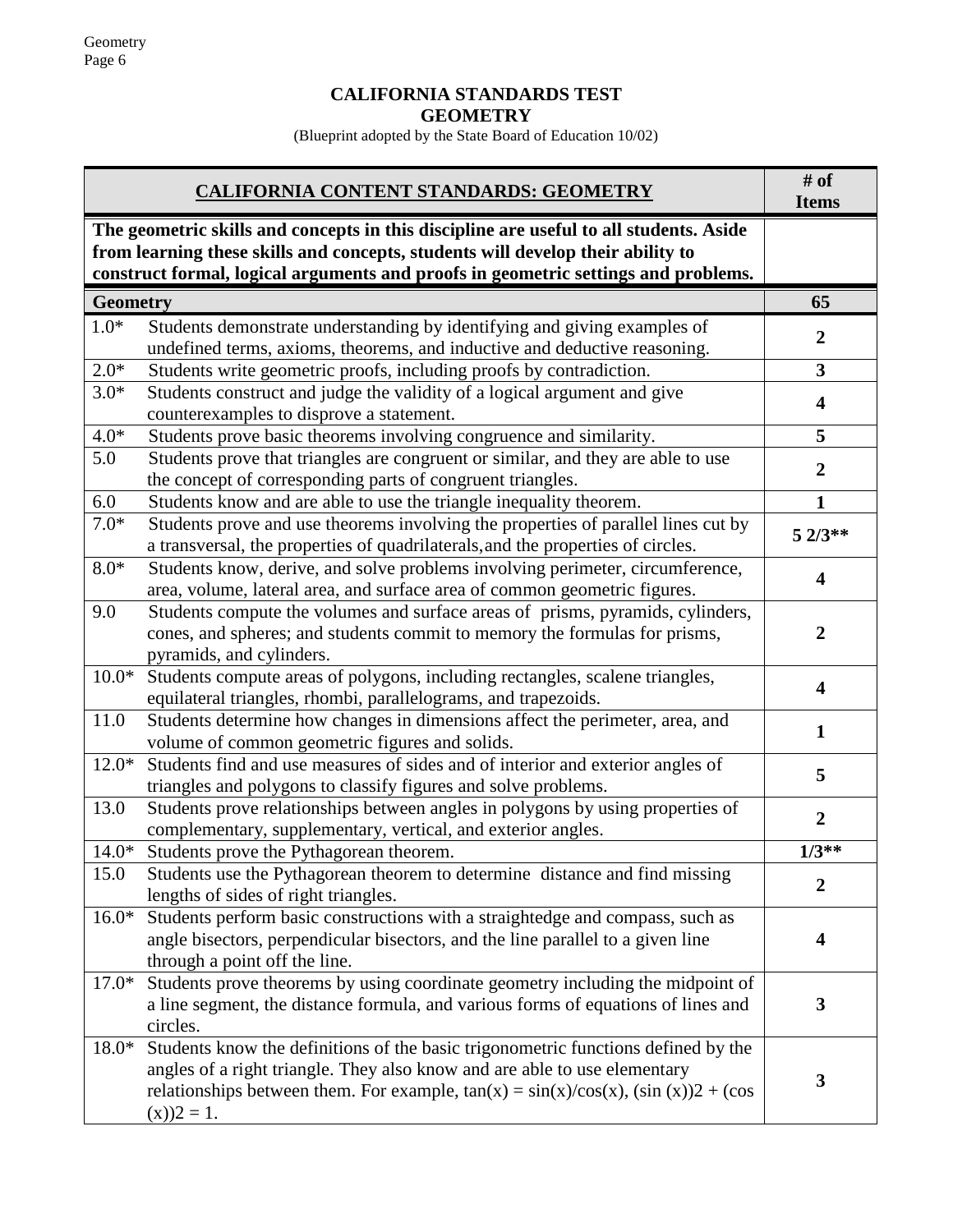**CALIFORNIA STANDARDS TEST**
**GEOMETRY**
(Blueprint adopted by the State Board of Education 10/02)

| CALIFORNIA CONTENT STANDARDS: GEOMETRY | | # of Items |
|---|---|---|
| **The geometric skills and concepts in this discipline are useful to all students. Aside from learning these skills and concepts, students will develop their ability to construct formal, logical arguments and proofs in geometric settings and problems.** | | |
| **Geometry** | | **65** |
| 1.0* | Students demonstrate understanding by identifying and giving examples of undefined terms, axioms, theorems, and inductive and deductive reasoning. | **2** |
| 2.0* | Students write geometric proofs, including proofs by contradiction. | **3** |
| 3.0* | Students construct and judge the validity of a logical argument and give counterexamples to disprove a statement. | **4** |
| 4.0* | Students prove basic theorems involving congruence and similarity. | **5** |
| 5.0 | Students prove that triangles are congruent or similar, and they are able to use the concept of corresponding parts of congruent triangles. | **2** |
| 6.0 | Students know and are able to use the triangle inequality theorem. | **1** |
| 7.0* | Students prove and use theorems involving the properties of parallel lines cut by a transversal, the properties of quadrilaterals, and the properties of circles. | **5 2/3**** |
| 8.0* | Students know, derive, and solve problems involving perimeter, circumference, area, volume, lateral area, and surface area of common geometric figures. | **4** |
| 9.0 | Students compute the volumes and surface areas of prisms, pyramids, cylinders, cones, and spheres; and students commit to memory the formulas for prisms, pyramids, and cylinders. | **2** |
| 10.0* | Students compute areas of polygons, including rectangles, scalene triangles, equilateral triangles, rhombi, parallelograms, and trapezoids. | **4** |
| 11.0 | Students determine how changes in dimensions affect the perimeter, area, and volume of common geometric figures and solids. | **1** |
| 12.0* | Students find and use measures of sides and of interior and exterior angles of triangles and polygons to classify figures and solve problems. | **5** |
| 13.0 | Students prove relationships between angles in polygons by using properties of complementary, supplementary, vertical, and exterior angles. | **2** |
| 14.0* | Students prove the Pythagorean theorem. | **1/3**** |
| 15.0 | Students use the Pythagorean theorem to determine distance and find missing lengths of sides of right triangles. | **2** |
| 16.0* | Students perform basic constructions with a straightedge and compass, such as angle bisectors, perpendicular bisectors, and the line parallel to a given line through a point off the line. | **4** |
| 17.0* | Students prove theorems by using coordinate geometry including the midpoint of a line segment, the distance formula, and various forms of equations of lines and circles. | **3** |
| 18.0* | Students know the definitions of the basic trigonometric functions defined by the angles of a right triangle. They also know and are able to use elementary relationships between them. For example, $\tan(x) = \sin(x)/\cos(x)$, $(\sin(x))2 + (\cos(x))2 = 1$. | **3** |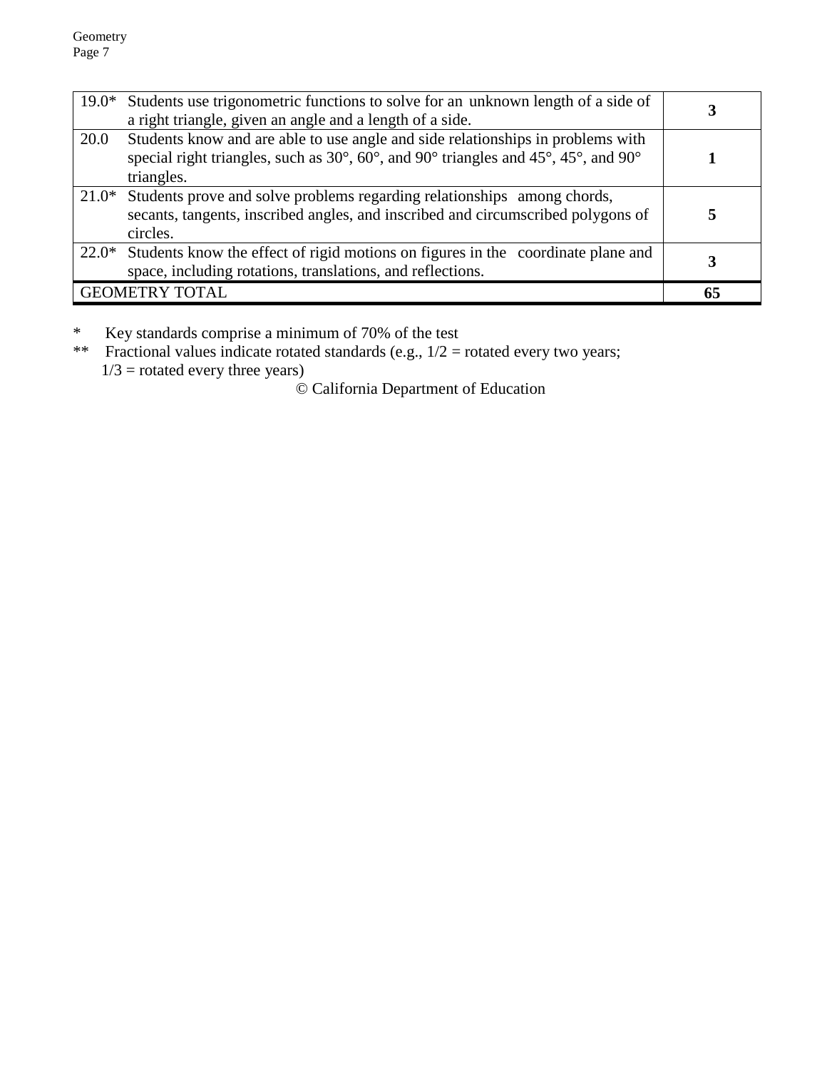| | | |
|---|---|---|
| 19.0* | Students use trigonometric functions to solve for an unknown length of a side of a right triangle, given an angle and a length of a side. | **3** |
| 20.0 | Students know and are able to use angle and side relationships in problems with special right triangles, such as 30°, 60°, and 90° triangles and 45°, 45°, and 90° triangles. | **1** |
| 21.0* | Students prove and solve problems regarding relationships among chords, secants, tangents, inscribed angles, and inscribed and circumscribed polygons of circles. | **5** |
| 22.0* | Students know the effect of rigid motions on figures in the coordinate plane and space, including rotations, translations, and reflections. | **3** |
| GEOMETRY TOTAL | | **65** |

\* Key standards comprise a minimum of 70% of the test

\*\* Fractional values indicate rotated standards (e.g., 1/2 = rotated every two years; 1/3 = rotated every three years)

© California Department of Education